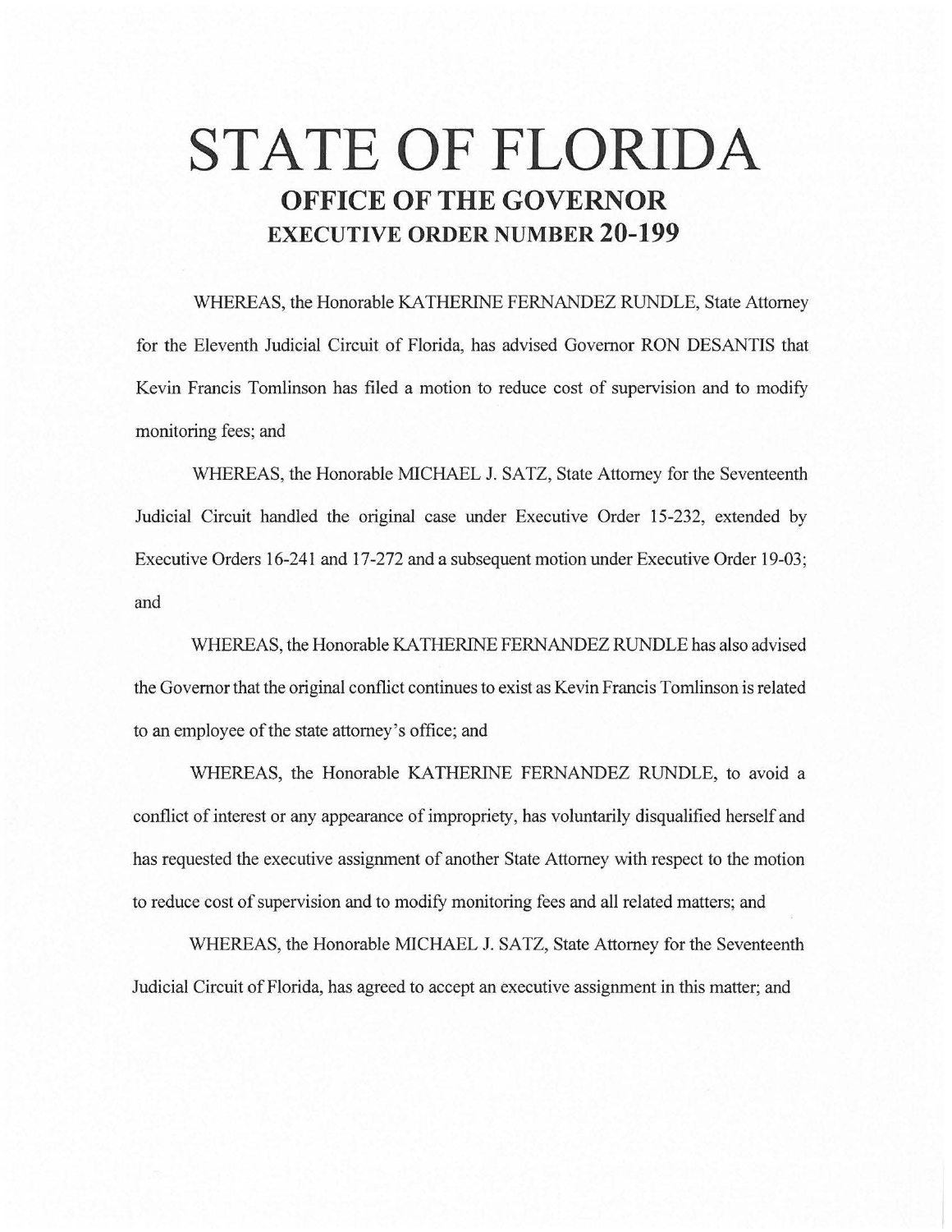# STATE OF FLORIDA

## OFFICE OF THE GOVERNOR

### EXECUTIVE ORDER NUMBER 20-199

WHEREAS, the Honorable KATHERINE FERNANDEZ RUNDLE, State Attorney for the Eleventh Judicial Circuit of Florida, has advised Governor RON DESANTIS that Kevin Francis Tomlinson has filed a motion to reduce cost of supervision and to modify monitoring fees; and

WHEREAS, the Honorable MICHAEL J. SATZ, State Attorney for the Seventeenth Judicial Circuit handled the original case under Executive Order 15-232, extended by Executive Orders 16-241 and 17-272 and a subsequent motion under Executive Order 19-03; and

WHEREAS, the Honorable KATHERINE FERNANDEZ RUNDLE has also advised the Governor that the original conflict continues to exist as Kevin Francis Tomlinson is related to an employee of the state attorney's office; and

WHEREAS, the Honorable KATHERINE FERNANDEZ RUNDLE, to avoid a conflict of interest or any appearance of impropriety, has voluntarily disqualified herself and has requested the executive assignment of another State Attorney with respect to the motion to reduce cost of supervision and to modify monitoring fees and all related matters; and

WHEREAS, the Honorable MICHAEL J. SATZ, State Attorney for the Seventeenth Judicial Circuit of Florida, has agreed to accept an executive assignment in this matter; and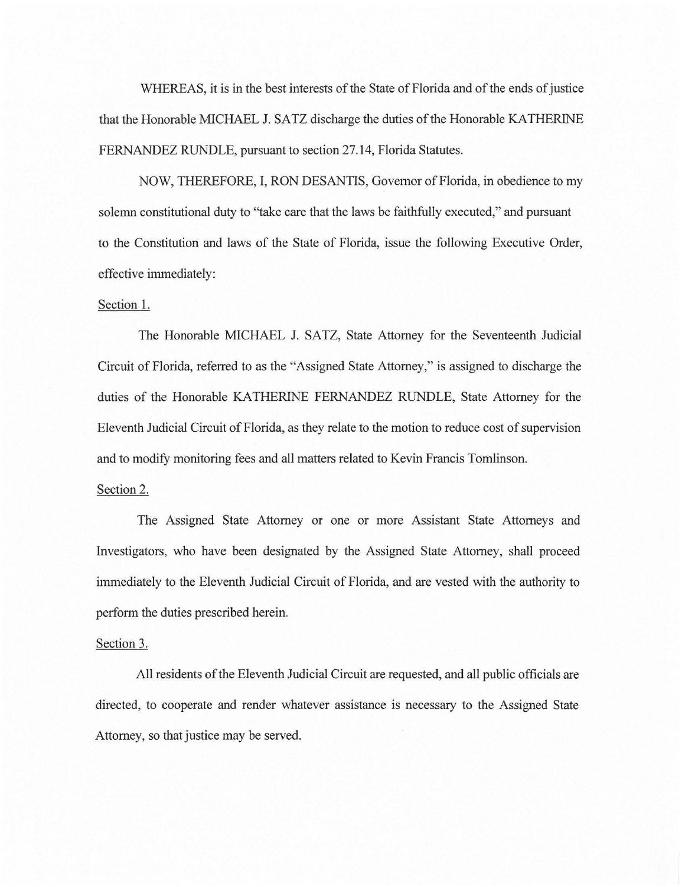WHEREAS, it is in the best interests of the State of Florida and of the ends of justice that the Honorable MICHAEL J. SATZ discharge the duties of the Honorable KATHERINE FERNANDEZ RUNDLE, pursuant to section 27.14, Florida Statutes.

NOW, THEREFORE, I, RON DESANTIS, Governor of Florida, in obedience to my solemn constitutional duty to "take care that the laws be faithfully executed," and pursuant to the Constitution and laws of the State of Florida, issue the following Executive Order, effective immediately:

Section 1.

The Honorable MICHAEL J. SATZ, State Attorney for the Seventeenth Judicial Circuit of Florida, referred to as the "Assigned State Attorney," is assigned to discharge the duties of the Honorable KATHERINE FERNANDEZ RUNDLE, State Attorney for the Eleventh Judicial Circuit of Florida, as they relate to the motion to reduce cost of supervision and to modify monitoring fees and all matters related to Kevin Francis Tomlinson.

Section 2.

The Assigned State Attorney or one or more Assistant State Attorneys and Investigators, who have been designated by the Assigned State Attorney, shall proceed immediately to the Eleventh Judicial Circuit of Florida, and are vested with the authority to perform the duties prescribed herein.

Section 3.

All residents of the Eleventh Judicial Circuit are requested, and all public officials are directed, to cooperate and render whatever assistance is necessary to the Assigned State Attorney, so that justice may be served.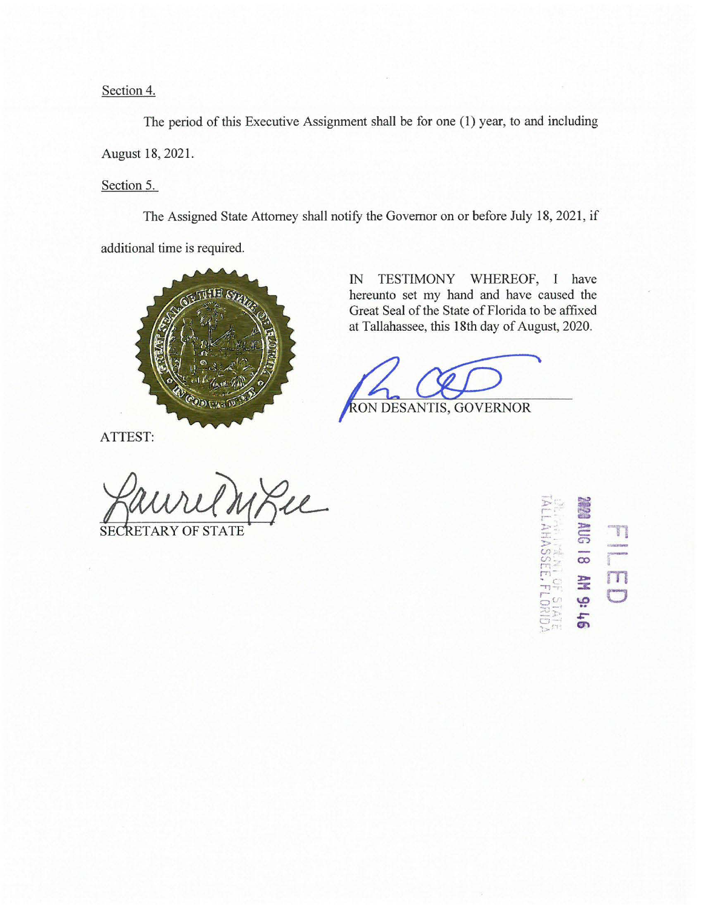Section 4.

The period of this Executive Assignment shall be for one (1) year, to and including August 18, 2021.

Section 5.

The Assigned State Attorney shall notify the Governor on or before July 18, 2021, if additional time is required.

IN TESTIMONY WHEREOF, I have hereunto set my hand and have caused the Great Seal of the State of Florida to be affixed at Tallahassee, this 18th day of August, 2020.

RON DESANTIS, GOVERNOR

ATTEST:

SECRETARY OF STATE

FILED

2020 AUG 18 AM 9:46

DEPARTMENT OF STATE
TALLAHASSEE, FLORIDA